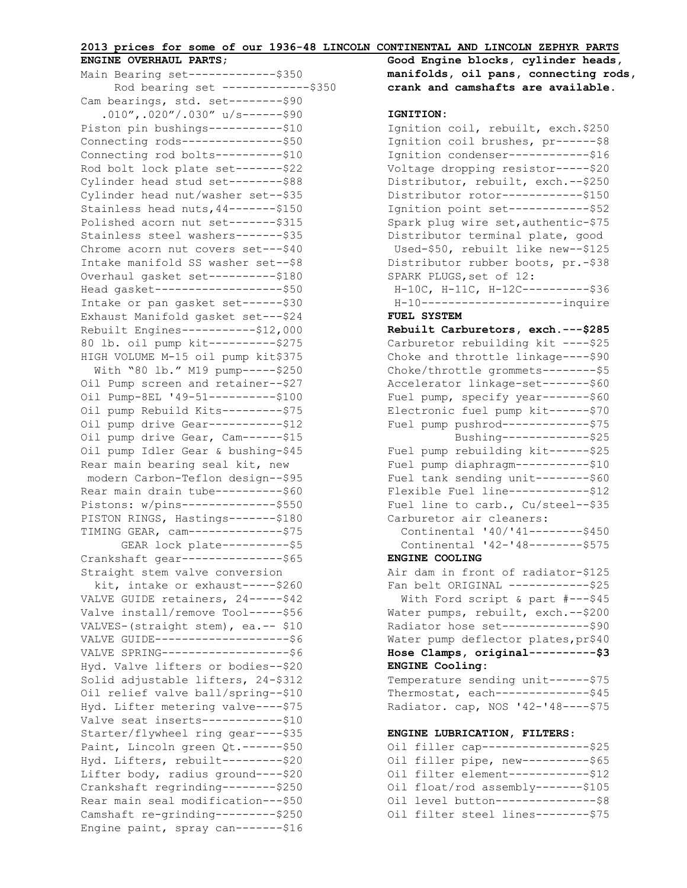**2013 prices for some of our 1936-48 LINCOLN CONTINENTAL AND LINCOLN ZEPHYR PARTS**

**ENGINE OVERHAUL PARTS;**

Main Bearing set-------------$350
Rod bearing set -------------$350
Cam bearings, std. set--------$90
.010",.020"/.030" u/s------$90
Piston pin bushings-----------$10
Connecting rods---------------$50
Connecting rod bolts----------$10
Rod bolt lock plate set-------$22
Cylinder head stud set--------$88
Cylinder head nut/washer set--$35
Stainless head nuts,44-------$150
Polished acorn nut set-------$315
Stainless steel washers-------$35
Chrome acorn nut covers set---$40
Intake manifold SS washer set--$8
Overhaul gasket set----------$180
Head gasket-------------------$50
Intake or pan gasket set------$30
Exhaust Manifold gasket set---$24
Rebuilt Engines-----------$12,000
80 lb. oil pump kit----------$275
HIGH VOLUME M-15 oil pump kit$375
With "80 lb." M19 pump-----$250
Oil Pump screen and retainer--$27
Oil Pump-8EL '49-51----------$100
Oil pump Rebuild Kits---------$75
Oil pump drive Gear-----------$12
Oil pump drive Gear, Cam------$15
Oil pump Idler Gear & bushing-$45
Rear main bearing seal kit, new modern Carbon-Teflon design--$95
Rear main drain tube----------$60
Pistons: w/pins--------------$550
PISTON RINGS, Hastings-------$180
TIMING GEAR, cam--------------$75
GEAR lock plate----------$5
Crankshaft gear---------------$65
Straight stem valve conversion kit, intake or exhaust-----$260
VALVE GUIDE retainers, 24-----$42
Valve install/remove Tool-----$56
VALVES-(straight stem), ea.-- $10
VALVE GUIDE--------------------$6
VALVE SPRING-------------------$6
Hyd. Valve lifters or bodies--$20
Solid adjustable lifters, 24-$312
Oil relief valve ball/spring--$10
Hyd. Lifter metering valve----$75
Valve seat inserts------------$10
Starter/flywheel ring gear----$35
Paint, Lincoln green Qt.------$50
Hyd. Lifters, rebuilt---------$20
Lifter body, radius ground----$20
Crankshaft regrinding--------$250
Rear main seal modification---$50
Camshaft re-grinding---------$250
Engine paint, spray can-------$16

**Good Engine blocks, cylinder heads, manifolds, oil pans, connecting rods, crank and camshafts are available.**

**IGNITION:**

Ignition coil, rebuilt, exch.$250
Ignition coil brushes, pr------$8
Ignition condenser------------$16
Voltage dropping resistor-----$20
Distributor, rebuilt, exch.--$250
Distributor rotor------------$150
Ignition point set------------$52
Spark plug wire set,authentic-$75
Distributor terminal plate, good Used-$50, rebuilt like new--$125
Distributor rubber boots, pr.-$38
SPARK PLUGS,set of 12:
H-10C, H-11C, H-12C----------$36
H-10---------------------inquire

**FUEL SYSTEM**

**Rebuilt Carburetors, exch.---$285**
Carburetor rebuilding kit ----$25
Choke and throttle linkage----$90
Choke/throttle grommets--------$5
Accelerator linkage-set-------$60
Fuel pump, specify year-------$60
Electronic fuel pump kit------$70
Fuel pump pushrod-------------$75
Bushing-------------$25
Fuel pump rebuilding kit------$25
Fuel pump diaphragm-----------$10
Fuel tank sending unit--------$60
Flexible Fuel line------------$12
Fuel line to carb., Cu/steel--$35
Carburetor air cleaners:
Continental '40/'41--------$450
Continental '42-'48--------$575

**ENGINE COOLING**

Air dam in front of radiator-$125
Fan belt ORIGINAL ------------$25
With Ford script & part #---$45
Water pumps, rebuilt, exch.--$200
Radiator hose set-------------$90
Water pump deflector plates,pr$40
**Hose Clamps, original----------$3**

**ENGINE Cooling:**

Temperature sending unit------$75
Thermostat, each--------------$45
Radiator. cap, NOS '42-'48----$75

**ENGINE LUBRICATION, FILTERS:**

Oil filler cap----------------$25
Oil filler pipe, new----------$65
Oil filter element------------$12
Oil float/rod assembly-------$105
Oil level button---------------$8
Oil filter steel lines--------$75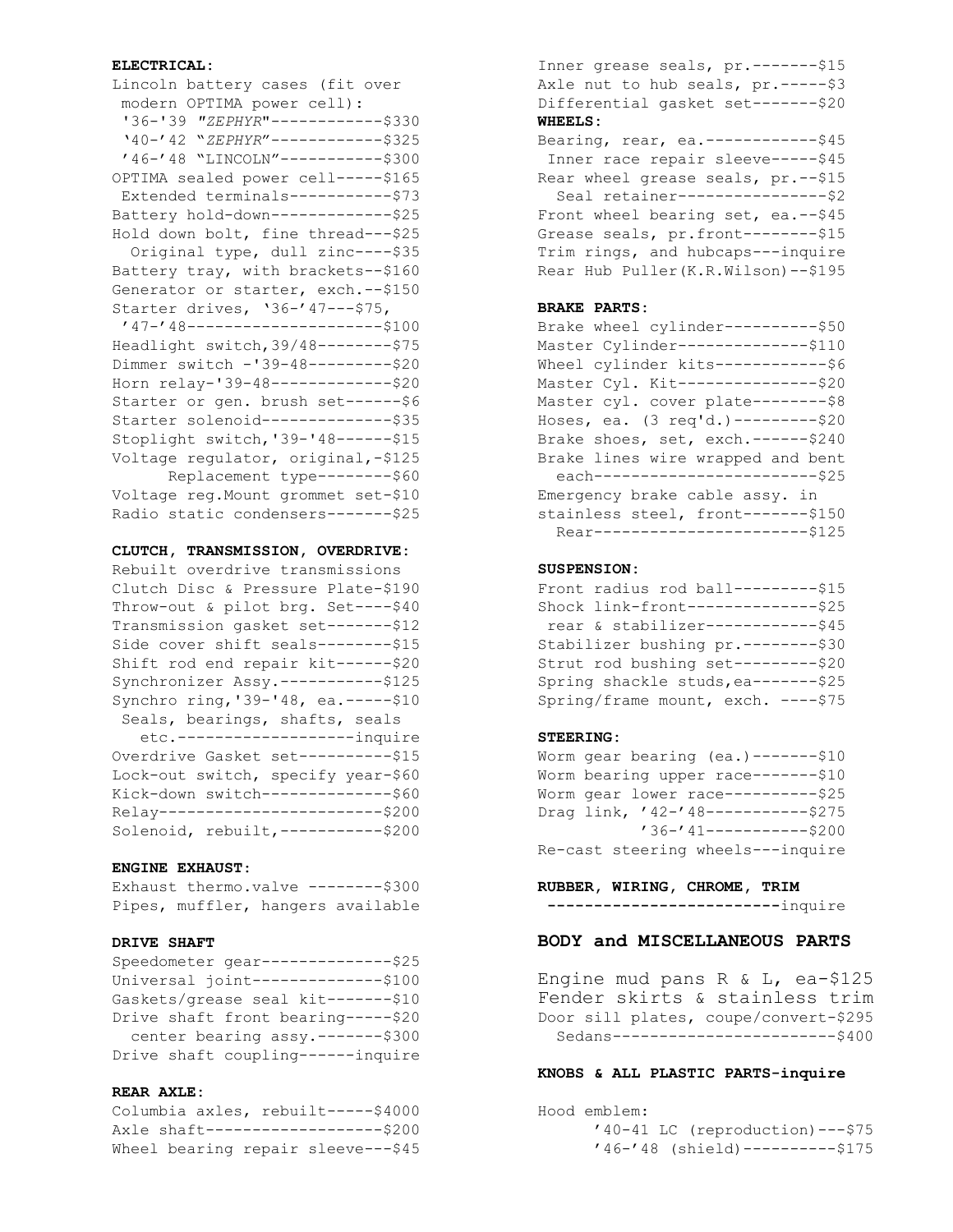**ELECTRICAL:**

Lincoln battery cases (fit over modern OPTIMA power cell):
 '36-'39 "*ZEPHYR*"------------$330
 '40-'42 "*ZEPHYR*"------------$325
 '46-'48 "LINCOLN"-----------$300
OPTIMA sealed power cell-----$165
 Extended terminals-----------$73
Battery hold-down-------------$25
Hold down bolt, fine thread---$25
 Original type, dull zinc----$35
Battery tray, with brackets--$160
Generator or starter, exch.--$150
Starter drives, '36-'47---$75,
 '47-'48---------------------$100
Headlight switch,39/48--------$75
Dimmer switch -'39-48---------$20
Horn relay-'39-48-------------$20
Starter or gen. brush set------$6
Starter solenoid--------------$35
Stoplight switch,'39-'48------$15
Voltage regulator, original,-$125
 Replacement type--------$60
Voltage reg.Mount grommet set-$10
Radio static condensers-------$25

**CLUTCH, TRANSMISSION, OVERDRIVE:**

Rebuilt overdrive transmissions
Clutch Disc & Pressure Plate-$190
Throw-out & pilot brg. Set----$40
Transmission gasket set-------$12
Side cover shift seals--------$15
Shift rod end repair kit------$20
Synchronizer Assy.-----------$125
Synchro ring,'39-'48, ea.-----$10
 Seals, bearings, shafts, seals
 etc.-------------------inquire
Overdrive Gasket set----------$15
Lock-out switch, specify year-$60
Kick-down switch--------------$60
Relay------------------------$200
Solenoid, rebuilt,-----------$200

**ENGINE EXHAUST:**

Exhaust thermo.valve --------$300
Pipes, muffler, hangers available

**DRIVE SHAFT**

Speedometer gear--------------$25
Universal joint--------------$100
Gaskets/grease seal kit-------$10
Drive shaft front bearing-----$20
 center bearing assy.-------$300
Drive shaft coupling------inquire

**REAR AXLE:**

Columbia axles, rebuilt-----$4000
Axle shaft-------------------$200
Wheel bearing repair sleeve---$45
Inner grease seals, pr.-------$15
Axle nut to hub seals, pr.-----$3
Differential gasket set-------$20

**WHEELS:**

Bearing, rear, ea.------------$45
 Inner race repair sleeve-----$45
Rear wheel grease seals, pr.--$15
 Seal retainer----------------$2
Front wheel bearing set, ea.--$45
Grease seals, pr.front--------$15
Trim rings, and hubcaps---inquire
Rear Hub Puller(K.R.Wilson)--$195

**BRAKE PARTS:**

Brake wheel cylinder----------$50
Master Cylinder--------------$110
Wheel cylinder kits------------$6
Master Cyl. Kit---------------$20
Master cyl. cover plate--------$8
Hoses, ea. (3 req'd.)---------$20
Brake shoes, set, exch.------$240
Brake lines wire wrapped and bent
 each------------------------$25
Emergency brake cable assy. in stainless steel, front-------$150
 Rear----------------------$125

**SUSPENSION:**

Front radius rod ball---------$15
Shock link-front--------------$25
 rear & stabilizer------------$45
Stabilizer bushing pr.--------$30
Strut rod bushing set---------$20
Spring shackle studs,ea-------$25
Spring/frame mount, exch. ----$75

**STEERING:**

Worm gear bearing (ea.)-------$10
Worm bearing upper race-------$10
Worm gear lower race----------$25
Drag link, '42-'48-----------$275
 '36-'41-----------$200
Re-cast steering wheels---inquire

**RUBBER, WIRING, CHROME, TRIM**
**------------------------**inquire

## BODY and MISCELLANEOUS PARTS

Engine mud pans R & L, ea-$125
Fender skirts & stainless trim
Door sill plates, coupe/convert-$295
 Sedans------------------------$400

**KNOBS & ALL PLASTIC PARTS-inquire**

Hood emblem:
 '40-41 LC (reproduction)---$75
 '46-'48 (shield)----------$175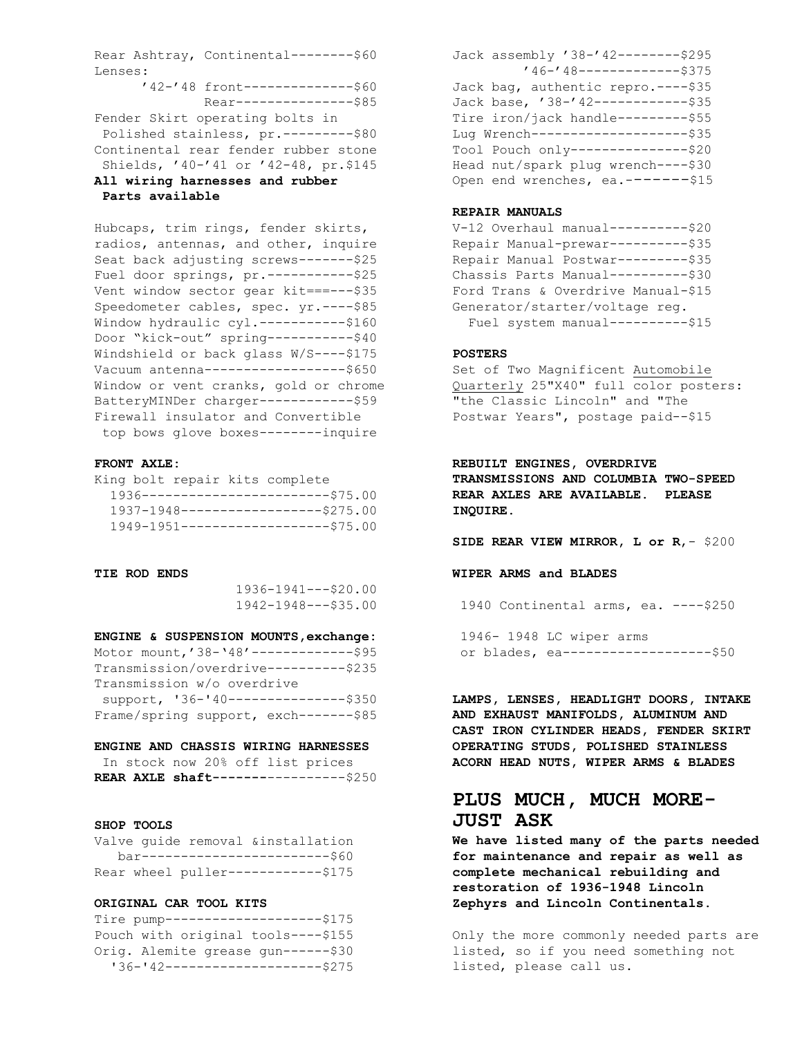Rear Ashtray, Continental--------$60
Lenses:
'42-'48 front--------------$60
Rear---------------$85
Fender Skirt operating bolts in
Polished stainless, pr.---------$80
Continental rear fender rubber stone
Shields, '40-'41 or '42-48, pr.$145

**All wiring harnesses and rubber Parts available**

Hubcaps, trim rings, fender skirts, radios, antennas, and other, inquire
Seat back adjusting screws-------$25
Fuel door springs, pr.-----------$25
Vent window sector gear kit===---$35
Speedometer cables, spec. yr.----$85
Window hydraulic cyl.-----------$160
Door "kick-out" spring-----------$40
Windshield or back glass W/S----$175
Vacuum antenna------------------$650
Window or vent cranks, gold or chrome
BatteryMINDer charger------------$59
Firewall insulator and Convertible top bows glove boxes--------inquire

**FRONT AXLE:**

King bolt repair kits complete
1936------------------------$75.00
1937-1948------------------$275.00
1949-1951-------------------$75.00

**TIE ROD ENDS**

1936-1941---$20.00
1942-1948---$35.00

**ENGINE & SUSPENSION MOUNTS,exchange:**

Motor mount,'38-'48'-------------$95
Transmission/overdrive----------$235
Transmission w/o overdrive
support, '36-'40---------------$350
Frame/spring support, exch-------$85

**ENGINE AND CHASSIS WIRING HARNESSES**

In stock now 20% off list prices

**REAR AXLE shaft**-----------------$250

**SHOP TOOLS**

Valve guide removal &installation
bar------------------------$60
Rear wheel puller------------$175

**ORIGINAL CAR TOOL KITS**

Tire pump--------------------$175
Pouch with original tools----$155
Orig. Alemite grease gun------$30
'36-'42--------------------$275

Jack assembly '38-'42--------$295
'46-'48-------------$375
Jack bag, authentic repro.----$35
Jack base, '38-'42------------$35
Tire iron/jack handle---------$55
Lug Wrench--------------------$35
Tool Pouch only---------------$20
Head nut/spark plug wrench----$30
Open end wrenches, ea.-------$15

**REPAIR MANUALS**

V-12 Overhaul manual----------$20
Repair Manual-prewar----------$35
Repair Manual Postwar---------$35
Chassis Parts Manual----------$30
Ford Trans & Overdrive Manual-$15
Generator/starter/voltage reg.
Fuel system manual----------$15

**POSTERS**

Set of Two Magnificent Automobile Quarterly 25"X40" full color posters: "the Classic Lincoln" and "The Postwar Years", postage paid--$15

**REBUILT ENGINES, OVERDRIVE TRANSMISSIONS AND COLUMBIA TWO-SPEED REAR AXLES ARE AVAILABLE. PLEASE INQUIRE.**

**SIDE REAR VIEW MIRROR, L or R,**- $200

**WIPER ARMS and BLADES**

1940 Continental arms, ea. ----$250

1946- 1948 LC wiper arms
or blades, ea-------------------$50

**LAMPS, LENSES, HEADLIGHT DOORS, INTAKE AND EXHAUST MANIFOLDS, ALUMINUM AND CAST IRON CYLINDER HEADS, FENDER SKIRT OPERATING STUDS, POLISHED STAINLESS ACORN HEAD NUTS, WIPER ARMS & BLADES**

## PLUS MUCH, MUCH MORE- JUST ASK

**We have listed many of the parts needed for maintenance and repair as well as complete mechanical rebuilding and restoration of 1936-1948 Lincoln Zephyrs and Lincoln Continentals.**

Only the more commonly needed parts are listed, so if you need something not listed, please call us.